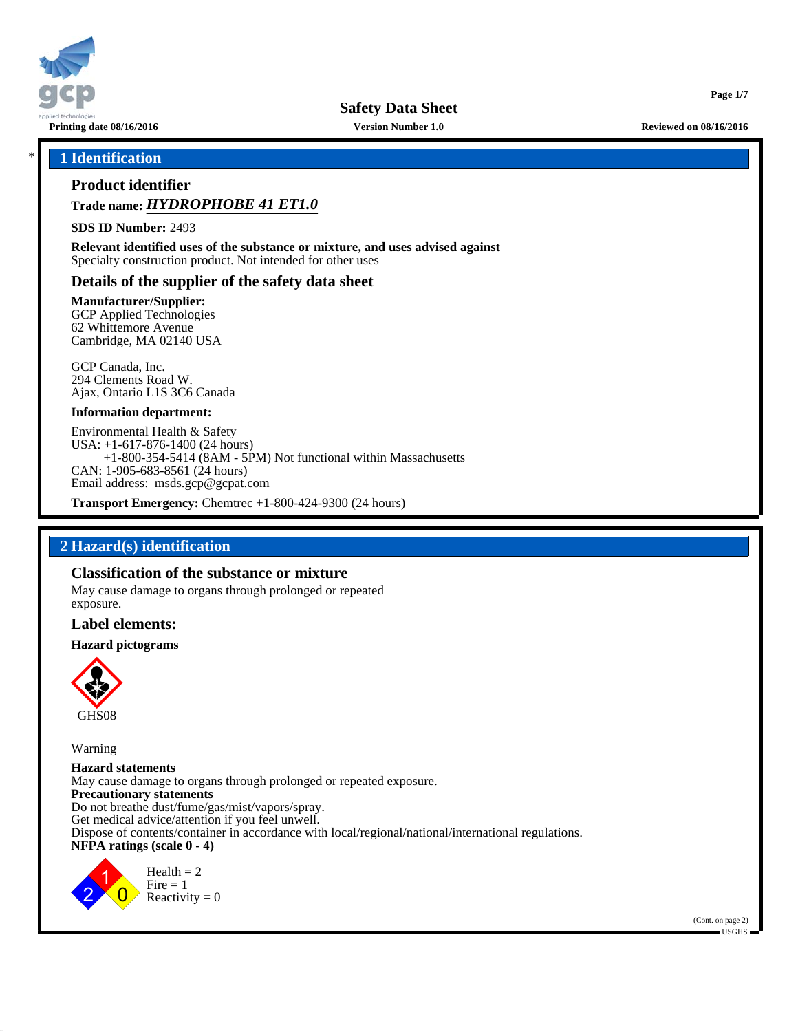Safety Data Sheet

Printing date 08/16/2016 | Version Number 1.0 | Reviewed on 08/16/2016

## * 1 Identification

### Product identifier

**Trade name:** ***HYDROPHOBE 41 ET1.0***

**SDS ID Number:** 2493

**Relevant identified uses of the substance or mixture, and uses advised against**
Specialty construction product. Not intended for other uses

### Details of the supplier of the safety data sheet

**Manufacturer/Supplier:**
GCP Applied Technologies
62 Whittemore Avenue
Cambridge, MA 02140 USA

GCP Canada, Inc.
294 Clements Road W.
Ajax, Ontario L1S 3C6 Canada

**Information department:**

Environmental Health & Safety
USA: +1-617-876-1400 (24 hours)
+1-800-354-5414 (8AM - 5PM) Not functional within Massachusetts
CAN: 1-905-683-8561 (24 hours)
Email address: msds.gcp@gcpat.com

**Transport Emergency:** Chemtrec +1-800-424-9300 (24 hours)

## 2 Hazard(s) identification

### Classification of the substance or mixture

May cause damage to organs through prolonged or repeated exposure.

### Label elements:

**Hazard pictograms**

GHS08

Warning

**Hazard statements**
May cause damage to organs through prolonged or repeated exposure.
**Precautionary statements**
Do not breathe dust/fume/gas/mist/vapors/spray.
Get medical advice/attention if you feel unwell.
Dispose of contents/container in accordance with local/regional/national/international regulations.
**NFPA ratings (scale 0 - 4)**

Health = 2
Fire = 1
Reactivity = 0

(Cont. on page 2)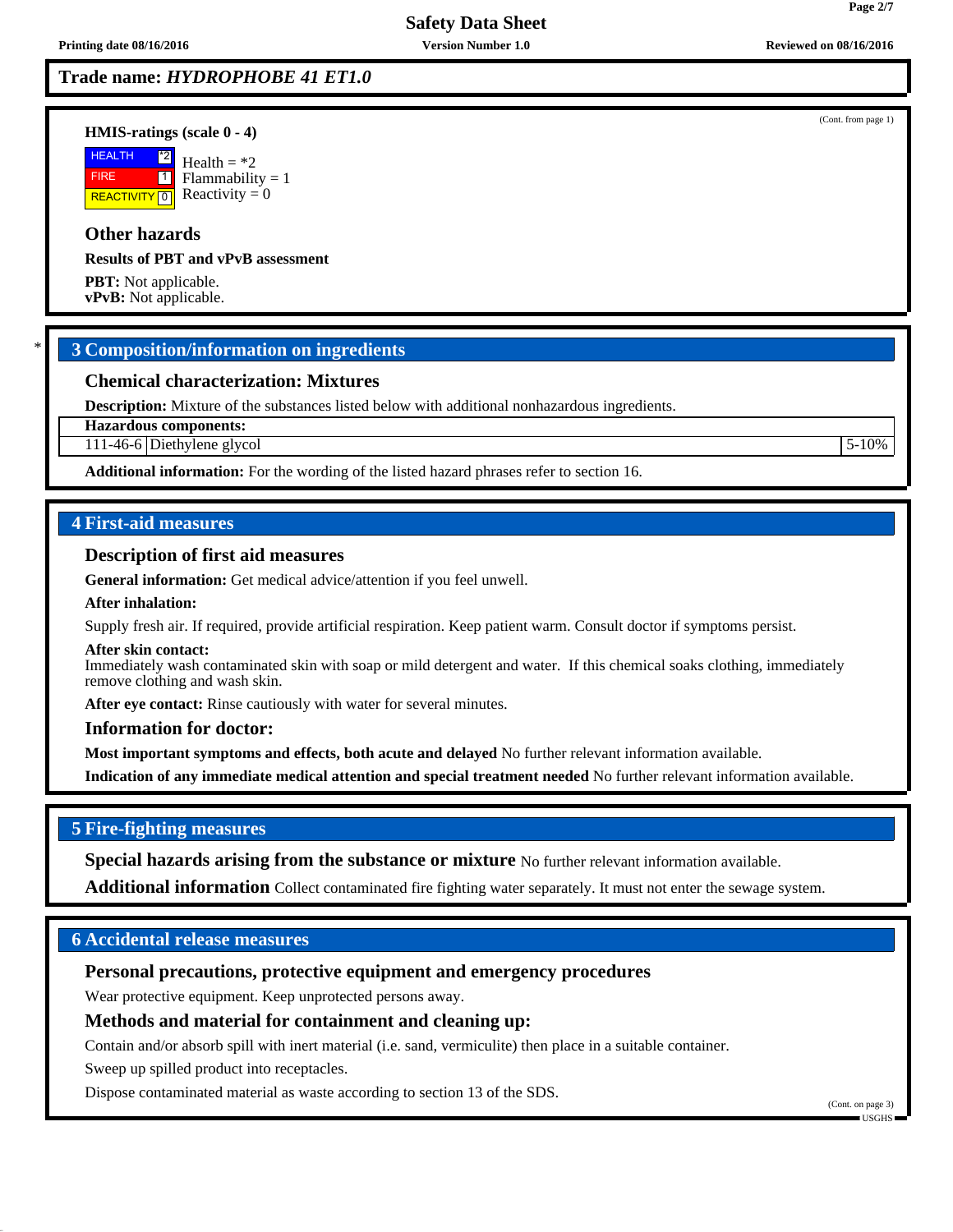**Trade name: *HYDROPHOBE 41 ET1.0***

(Cont. from page 1)

**HMIS-ratings (scale 0 - 4)**

| | |
|---|---|
| HEALTH | *2 |
| FIRE | 1 |
| REACTIVITY | 0 |

Health = *2
Flammability = 1
Reactivity = 0

### Other hazards

**Results of PBT and vPvB assessment**

**PBT:** Not applicable.
**vPvB:** Not applicable.

## 3 Composition/information on ingredients

### Chemical characterization: Mixtures

**Description:** Mixture of the substances listed below with additional nonhazardous ingredients.

| Hazardous components: | | |
|---|---|---|
| 111-46-6 | Diethylene glycol | 5-10% |

**Additional information:** For the wording of the listed hazard phrases refer to section 16.

## 4 First-aid measures

### Description of first aid measures

**General information:** Get medical advice/attention if you feel unwell.

**After inhalation:**

Supply fresh air. If required, provide artificial respiration. Keep patient warm. Consult doctor if symptoms persist.

**After skin contact:**
Immediately wash contaminated skin with soap or mild detergent and water. If this chemical soaks clothing, immediately remove clothing and wash skin.

**After eye contact:** Rinse cautiously with water for several minutes.

### Information for doctor:

**Most important symptoms and effects, both acute and delayed** No further relevant information available.

**Indication of any immediate medical attention and special treatment needed** No further relevant information available.

## 5 Fire-fighting measures

**Special hazards arising from the substance or mixture** No further relevant information available.

**Additional information** Collect contaminated fire fighting water separately. It must not enter the sewage system.

## 6 Accidental release measures

### Personal precautions, protective equipment and emergency procedures

Wear protective equipment. Keep unprotected persons away.

### Methods and material for containment and cleaning up:

Contain and/or absorb spill with inert material (i.e. sand, vermiculite) then place in a suitable container.

Sweep up spilled product into receptacles.

Dispose contaminated material as waste according to section 13 of the SDS.

(Cont. on page 3)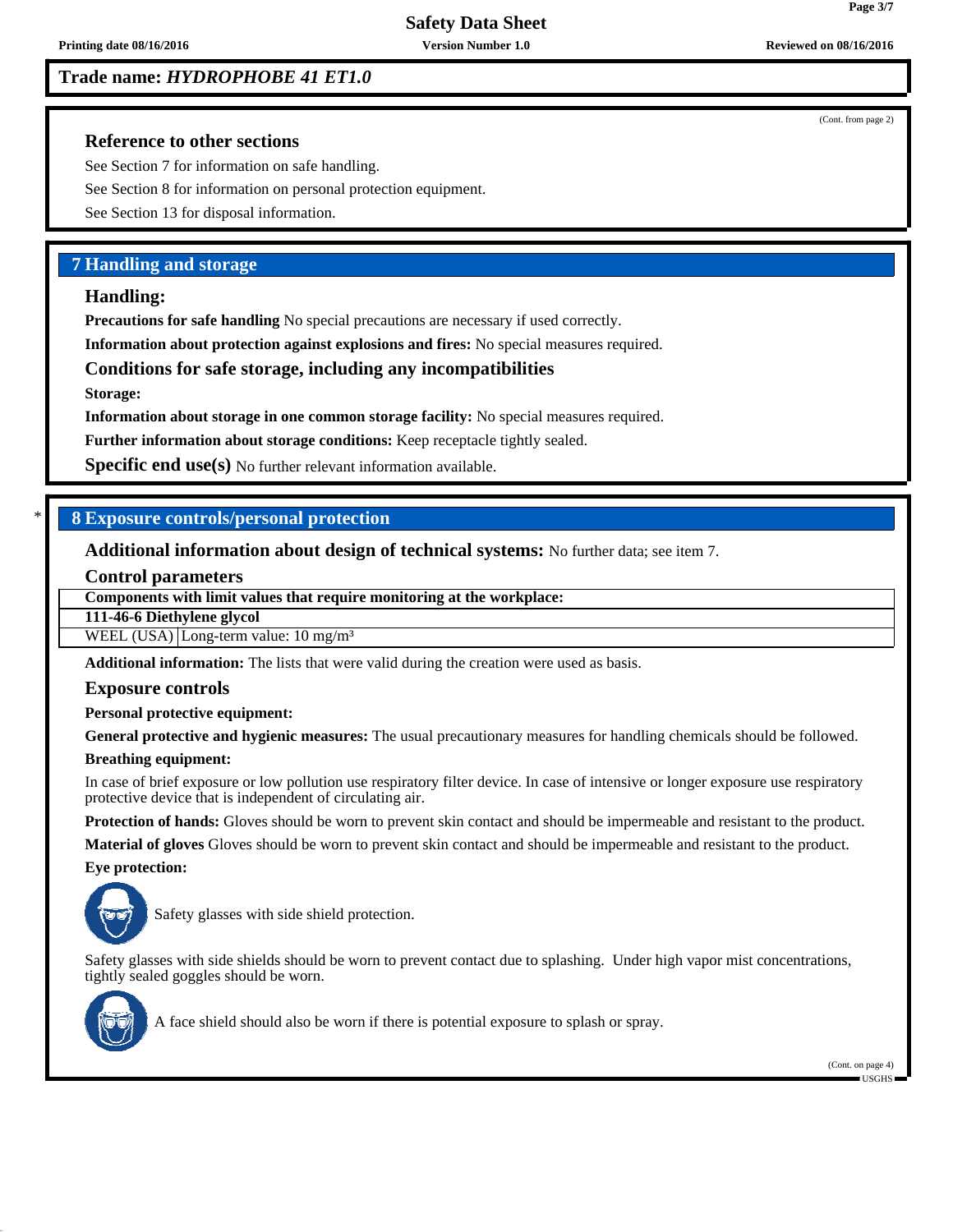Trade name: ***HYDROPHOBE 41 ET1.0***

(Cont. from page 2)

### Reference to other sections

See Section 7 for information on safe handling.

See Section 8 for information on personal protection equipment.

See Section 13 for disposal information.

## 7 Handling and storage

### Handling:

**Precautions for safe handling** No special precautions are necessary if used correctly.

**Information about protection against explosions and fires:** No special measures required.

### Conditions for safe storage, including any incompatibilities

**Storage:**

**Information about storage in one common storage facility:** No special measures required.

**Further information about storage conditions:** Keep receptacle tightly sealed.

**Specific end use(s)** No further relevant information available.

## * 8 Exposure controls/personal protection

**Additional information about design of technical systems:** No further data; see item 7.

### Control parameters

| Components with limit values that require monitoring at the workplace: | |
|---|---|
| **111-46-6 Diethylene glycol** | |
| WEEL (USA) | Long-term value: 10 mg/m³ |

**Additional information:** The lists that were valid during the creation were used as basis.

### Exposure controls

**Personal protective equipment:**

**General protective and hygienic measures:** The usual precautionary measures for handling chemicals should be followed.

**Breathing equipment:**

In case of brief exposure or low pollution use respiratory filter device. In case of intensive or longer exposure use respiratory protective device that is independent of circulating air.

**Protection of hands:** Gloves should be worn to prevent skin contact and should be impermeable and resistant to the product.

**Material of gloves** Gloves should be worn to prevent skin contact and should be impermeable and resistant to the product.

**Eye protection:**

Safety glasses with side shield protection.

Safety glasses with side shields should be worn to prevent contact due to splashing. Under high vapor mist concentrations, tightly sealed goggles should be worn.

A face shield should also be worn if there is potential exposure to splash or spray.

(Cont. on page 4)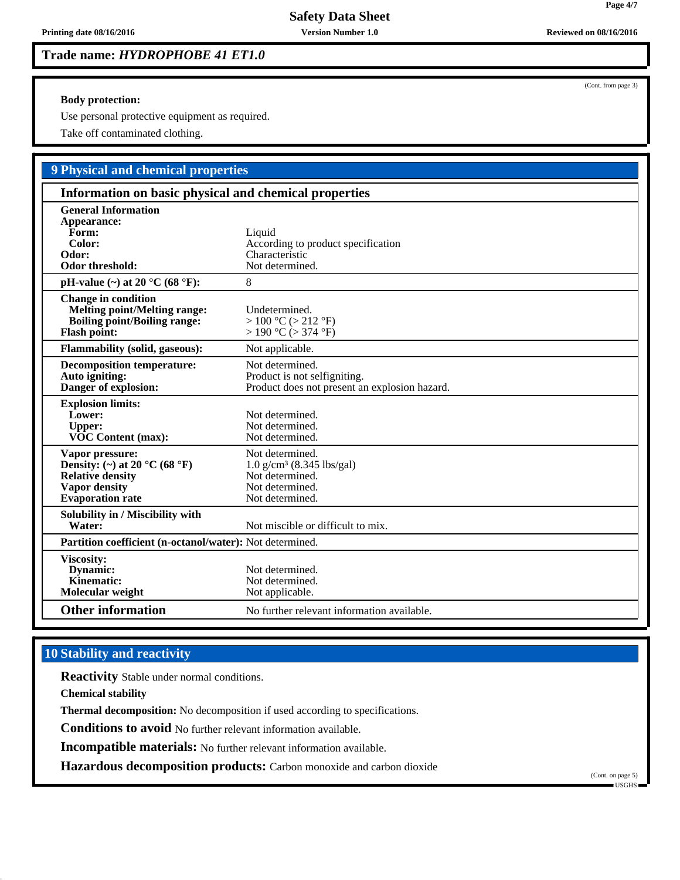**Trade name: *HYDROPHOBE 41 ET1.0***

(Cont. from page 3)

**Body protection:**

Use personal protective equipment as required.

Take off contaminated clothing.

## 9 Physical and chemical properties

### Information on basic physical and chemical properties

| | |
|---|---|
| **General Information** | |
| **Appearance:** | |
| **Form:** | Liquid |
| **Color:** | According to product specification |
| **Odor:** | Characteristic |
| **Odor threshold:** | Not determined. |
| **pH-value (~) at 20 °C (68 °F):** | 8 |
| **Change in condition** | |
| **Melting point/Melting range:** | Undetermined. |
| **Boiling point/Boiling range:** | > 100 °C (> 212 °F) |
| **Flash point:** | > 190 °C (> 374 °F) |
| **Flammability (solid, gaseous):** | Not applicable. |
| **Decomposition temperature:** | Not determined. |
| **Auto igniting:** | Product is not selfigniting. |
| **Danger of explosion:** | Product does not present an explosion hazard. |
| **Explosion limits:** | |
| **Lower:** | Not determined. |
| **Upper:** | Not determined. |
| **VOC Content (max):** | Not determined. |
| **Vapor pressure:** | Not determined. |
| **Density: (~) at 20 °C (68 °F)** | 1.0 g/cm³ (8.345 lbs/gal) |
| **Relative density** | Not determined. |
| **Vapor density** | Not determined. |
| **Evaporation rate** | Not determined. |
| **Solubility in / Miscibility with** | |
| **Water:** | Not miscible or difficult to mix. |
| **Partition coefficient (n-octanol/water):** | Not determined. |
| **Viscosity:** | |
| **Dynamic:** | Not determined. |
| **Kinematic:** | Not determined. |
| **Molecular weight** | Not applicable. |
| **Other information** | No further relevant information available. |

## 10 Stability and reactivity

**Reactivity** Stable under normal conditions.

**Chemical stability**

**Thermal decomposition:** No decomposition if used according to specifications.

**Conditions to avoid** No further relevant information available.

**Incompatible materials:** No further relevant information available.

**Hazardous decomposition products:** Carbon monoxide and carbon dioxide

(Cont. on page 5)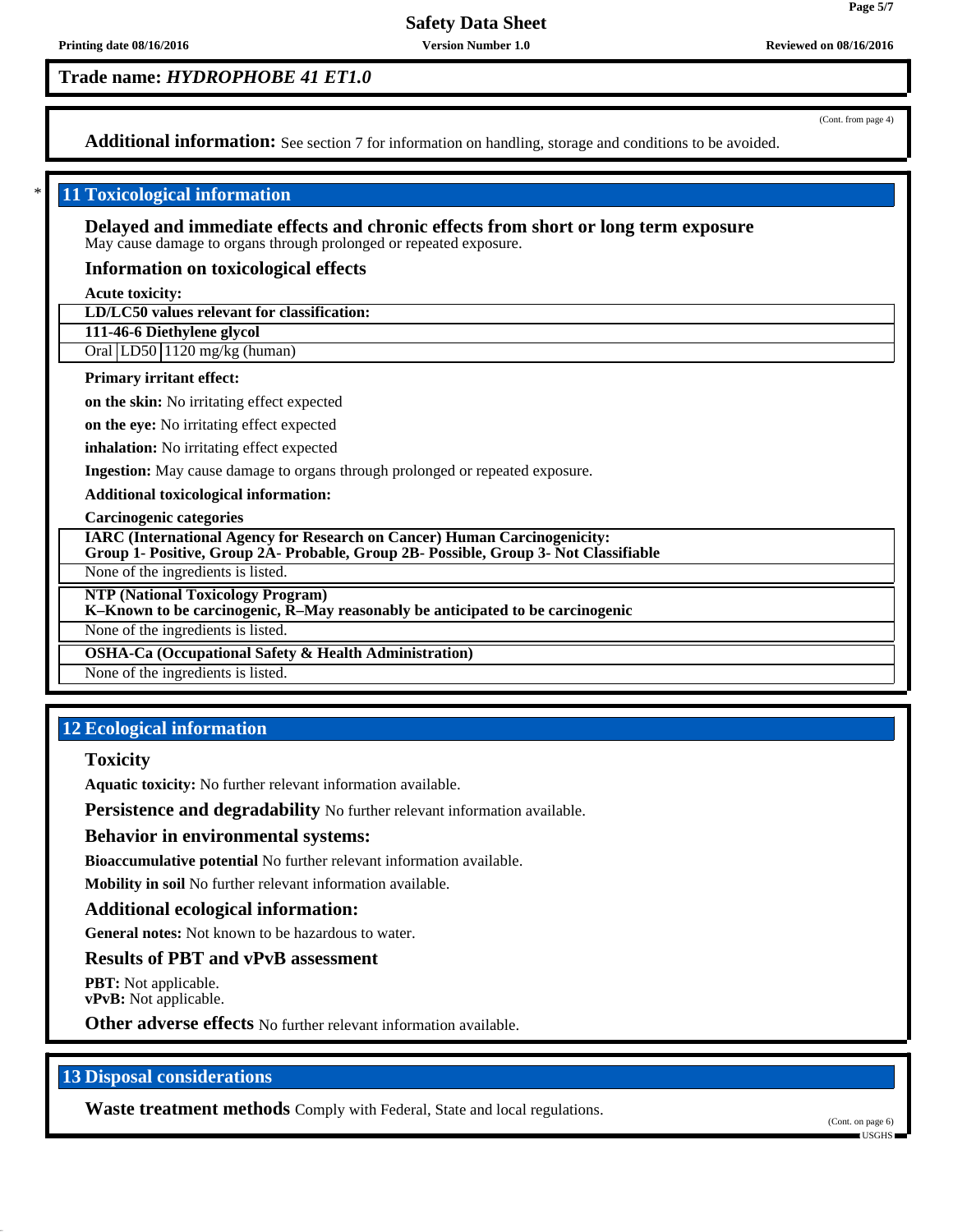**Trade name: *HYDROPHOBE 41 ET1.0***

(Cont. from page 4)

**Additional information:** See section 7 for information on handling, storage and conditions to be avoided.

## 11 Toxicological information

**Delayed and immediate effects and chronic effects from short or long term exposure**
May cause damage to organs through prolonged or repeated exposure.

### Information on toxicological effects

**Acute toxicity:**

| LD/LC50 values relevant for classification: | | |
|---|---|---|
| **111-46-6 Diethylene glycol** | | |
| Oral | LD50 | 1120 mg/kg (human) |

**Primary irritant effect:**

**on the skin:** No irritating effect expected

**on the eye:** No irritating effect expected

**inhalation:** No irritating effect expected

**Ingestion:** May cause damage to organs through prolonged or repeated exposure.

**Additional toxicological information:**

**Carcinogenic categories**

| IARC (International Agency for Research on Cancer) Human Carcinogenicity: Group 1- Positive, Group 2A- Probable, Group 2B- Possible, Group 3- Not Classifiable |
|---|
| None of the ingredients is listed. |

| NTP (National Toxicology Program) K–Known to be carcinogenic, R–May reasonably be anticipated to be carcinogenic |
|---|
| None of the ingredients is listed. |

| OSHA-Ca (Occupational Safety & Health Administration) |
|---|
| None of the ingredients is listed. |

## 12 Ecological information

### Toxicity

**Aquatic toxicity:** No further relevant information available.

**Persistence and degradability** No further relevant information available.

### Behavior in environmental systems:

**Bioaccumulative potential** No further relevant information available.

**Mobility in soil** No further relevant information available.

### Additional ecological information:

**General notes:** Not known to be hazardous to water.

### Results of PBT and vPvB assessment

**PBT:** Not applicable.
**vPvB:** Not applicable.

**Other adverse effects** No further relevant information available.

## 13 Disposal considerations

**Waste treatment methods** Comply with Federal, State and local regulations.

(Cont. on page 6)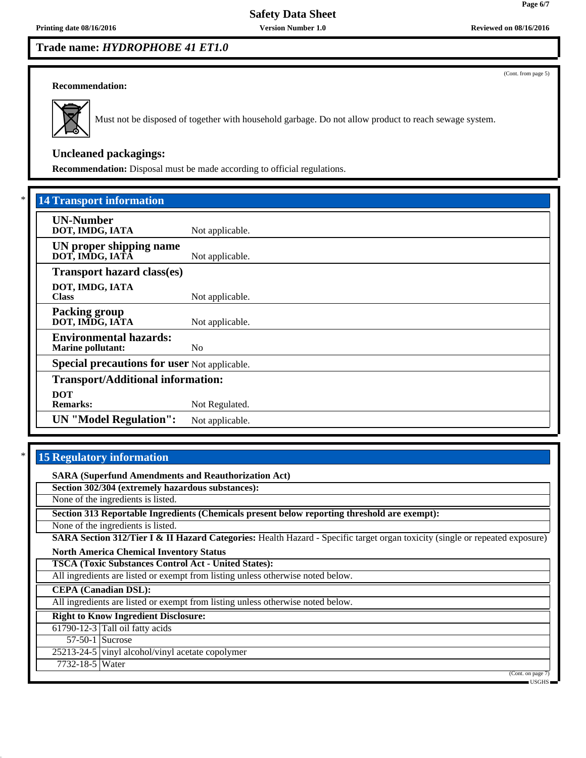**Trade name: *HYDROPHOBE 41 ET1.0***

(Cont. from page 5)

**Recommendation:**

Must not be disposed of together with household garbage. Do not allow product to reach sewage system.

### Uncleaned packagings:

**Recommendation:** Disposal must be made according to official regulations.

## * 14 Transport information

| | |
|---|---|
| **UN-Number**<br>**DOT, IMDG, IATA** | Not applicable. |
| **UN proper shipping name**<br>**DOT, IMDG, IATA** | Not applicable. |
| **Transport hazard class(es)**<br>**DOT, IMDG, IATA**<br>**Class** | Not applicable. |
| **Packing group**<br>**DOT, IMDG, IATA** | Not applicable. |
| **Environmental hazards:**<br>**Marine pollutant:** | No |
| **Special precautions for user** | Not applicable. |
| **Transport/Additional information:**<br>**DOT**<br>**Remarks:** | Not Regulated. |
| **UN "Model Regulation":** | Not applicable. |

## * 15 Regulatory information

**SARA (Superfund Amendments and Reauthorization Act)**

**Section 302/304 (extremely hazardous substances):**

None of the ingredients is listed.

**Section 313 Reportable Ingredients (Chemicals present below reporting threshold are exempt):**

None of the ingredients is listed.

**SARA Section 312/Tier I & II Hazard Categories:** Health Hazard - Specific target organ toxicity (single or repeated exposure)

**North America Chemical Inventory Status**

**TSCA (Toxic Substances Control Act - United States):**

All ingredients are listed or exempt from listing unless otherwise noted below.

**CEPA (Canadian DSL):**

All ingredients are listed or exempt from listing unless otherwise noted below.

**Right to Know Ingredient Disclosure:**

| | |
|---|---|
| 61790-12-3 | Tall oil fatty acids |
| 57-50-1 | Sucrose |
| 25213-24-5 | vinyl alcohol/vinyl acetate copolymer |
| 7732-18-5 | Water |

(Cont. on page 7)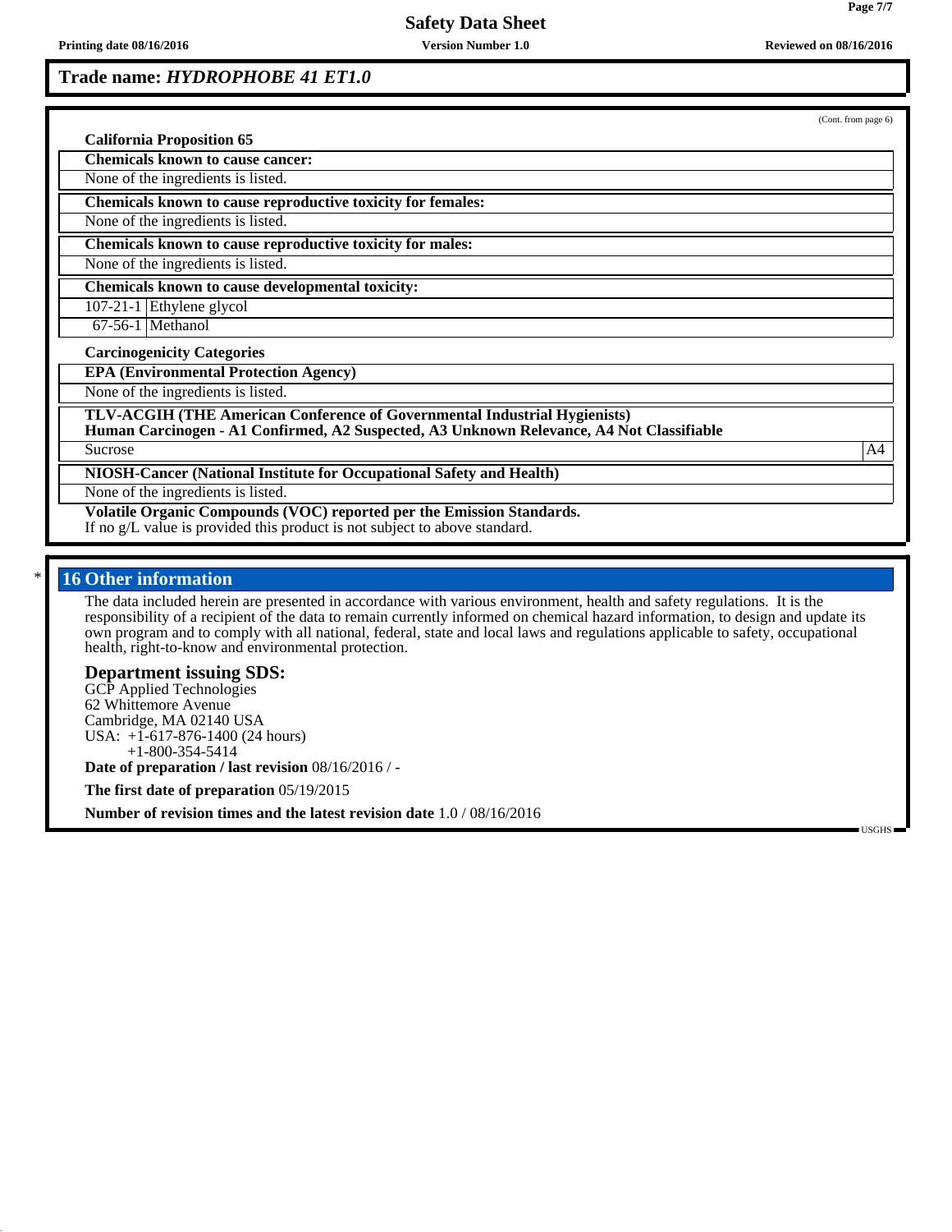**Trade name: *HYDROPHOBE 41 ET1.0***

(Cont. from page 6)

**California Proposition 65**

**Chemicals known to cause cancer:**

None of the ingredients is listed.

**Chemicals known to cause reproductive toxicity for females:**

None of the ingredients is listed.

**Chemicals known to cause reproductive toxicity for males:**

None of the ingredients is listed.

**Chemicals known to cause developmental toxicity:**

| | |
|---|---|
| 107-21-1 | Ethylene glycol |
| 67-56-1 | Methanol |

**Carcinogenicity Categories**

**EPA (Environmental Protection Agency)**

None of the ingredients is listed.

**TLV-ACGIH (THE American Conference of Governmental Industrial Hygienists)**
**Human Carcinogen - A1 Confirmed, A2 Suspected, A3 Unknown Relevance, A4 Not Classifiable**

| | |
|---|---|
| Sucrose | A4 |

**NIOSH-Cancer (National Institute for Occupational Safety and Health)**

None of the ingredients is listed.

**Volatile Organic Compounds (VOC) reported per the Emission Standards.**
If no g/L value is provided this product is not subject to above standard.

## * 16 Other information

The data included herein are presented in accordance with various environment, health and safety regulations. It is the responsibility of a recipient of the data to remain currently informed on chemical hazard information, to design and update its own program and to comply with all national, federal, state and local laws and regulations applicable to safety, occupational health, right-to-know and environmental protection.

### Department issuing SDS:

GCP Applied Technologies
62 Whittemore Avenue
Cambridge, MA 02140 USA
USA: +1-617-876-1400 (24 hours)
+1-800-354-5414

**Date of preparation / last revision** 08/16/2016 / -

**The first date of preparation** 05/19/2015

**Number of revision times and the latest revision date** 1.0 / 08/16/2016